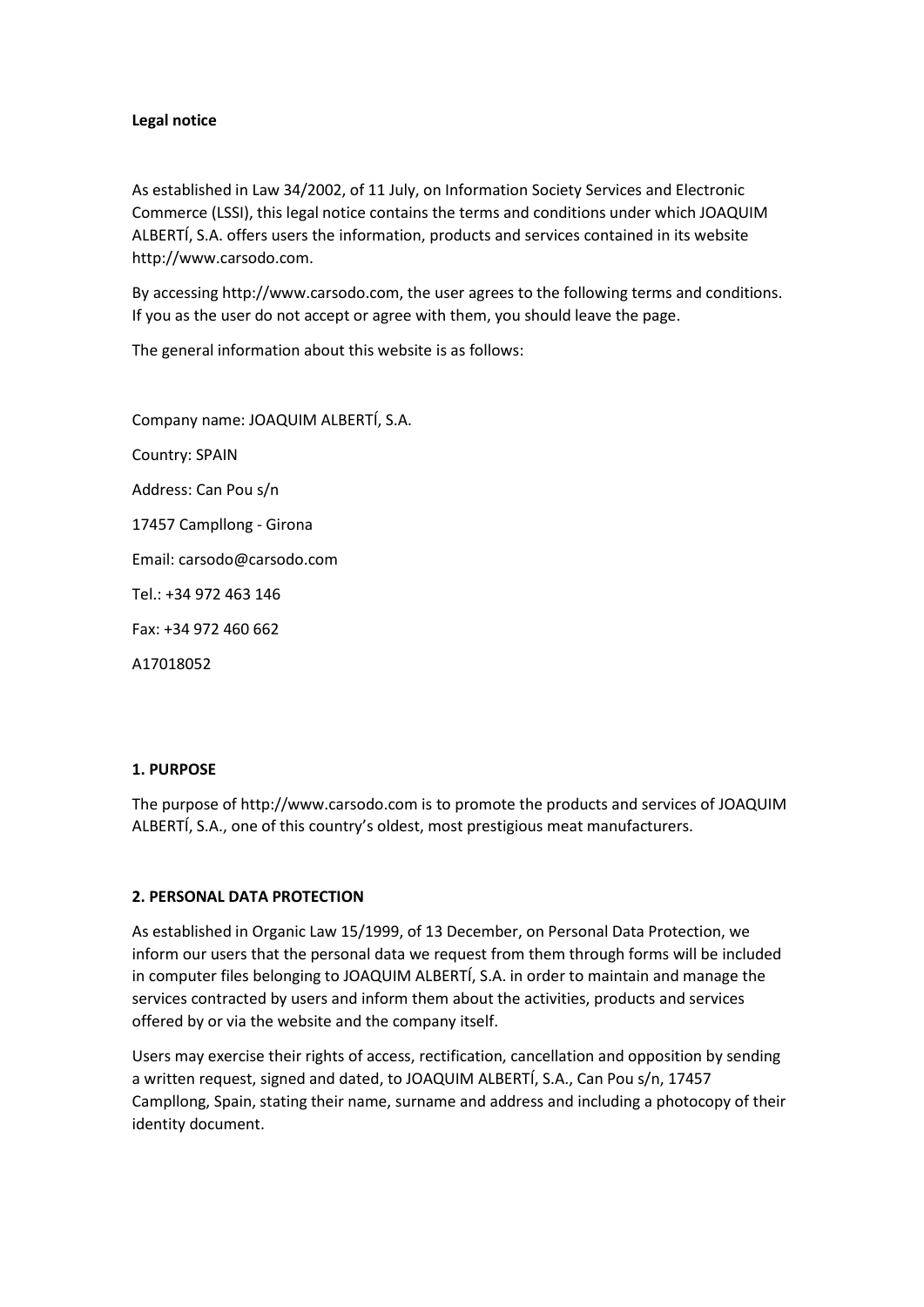**Legal notice**

As established in Law 34/2002, of 11 July, on Information Society Services and Electronic Commerce (LSSI), this legal notice contains the terms and conditions under which JOAQUIM ALBERTÍ, S.A. offers users the information, products and services contained in its website http://www.carsodo.com.

By accessing http://www.carsodo.com, the user agrees to the following terms and conditions. If you as the user do not accept or agree with them, you should leave the page.

The general information about this website is as follows:

Company name: JOAQUIM ALBERTÍ, S.A.

Country: SPAIN

Address: Can Pou s/n

17457 Campllong - Girona

Email: carsodo@carsodo.com

Tel.: +34 972 463 146

Fax: +34 972 460 662

A17018052

**1. PURPOSE**

The purpose of http://www.carsodo.com is to promote the products and services of JOAQUIM ALBERTÍ, S.A., one of this country's oldest, most prestigious meat manufacturers.

**2. PERSONAL DATA PROTECTION**

As established in Organic Law 15/1999, of 13 December, on Personal Data Protection, we inform our users that the personal data we request from them through forms will be included in computer files belonging to JOAQUIM ALBERTÍ, S.A. in order to maintain and manage the services contracted by users and inform them about the activities, products and services offered by or via the website and the company itself.

Users may exercise their rights of access, rectification, cancellation and opposition by sending a written request, signed and dated, to JOAQUIM ALBERTÍ, S.A., Can Pou s/n, 17457 Campllong, Spain, stating their name, surname and address and including a photocopy of their identity document.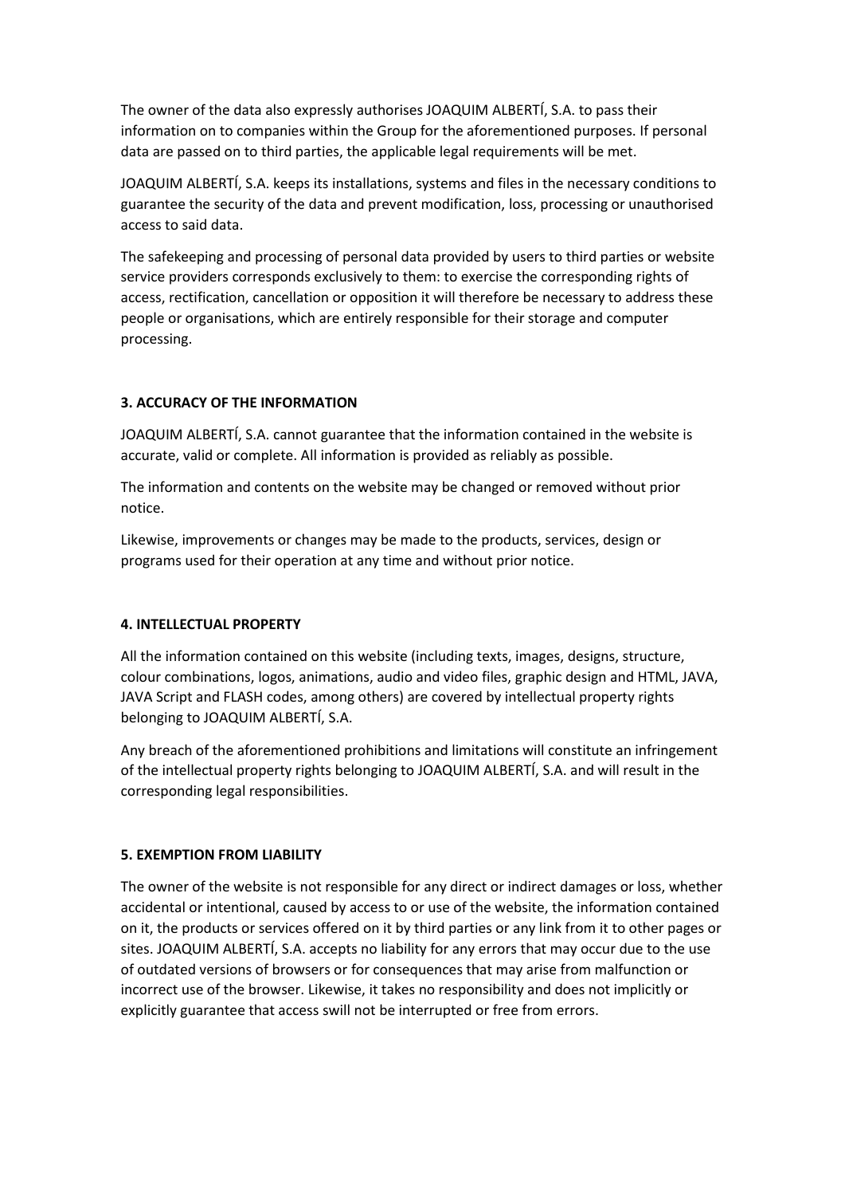The owner of the data also expressly authorises JOAQUIM ALBERTÍ, S.A. to pass their information on to companies within the Group for the aforementioned purposes. If personal data are passed on to third parties, the applicable legal requirements will be met.

JOAQUIM ALBERTÍ, S.A. keeps its installations, systems and files in the necessary conditions to guarantee the security of the data and prevent modification, loss, processing or unauthorised access to said data.

The safekeeping and processing of personal data provided by users to third parties or website service providers corresponds exclusively to them: to exercise the corresponding rights of access, rectification, cancellation or opposition it will therefore be necessary to address these people or organisations, which are entirely responsible for their storage and computer processing.

**3. ACCURACY OF THE INFORMATION**

JOAQUIM ALBERTÍ, S.A. cannot guarantee that the information contained in the website is accurate, valid or complete. All information is provided as reliably as possible.

The information and contents on the website may be changed or removed without prior notice.

Likewise, improvements or changes may be made to the products, services, design or programs used for their operation at any time and without prior notice.

**4. INTELLECTUAL PROPERTY**

All the information contained on this website (including texts, images, designs, structure, colour combinations, logos, animations, audio and video files, graphic design and HTML, JAVA, JAVA Script and FLASH codes, among others) are covered by intellectual property rights belonging to JOAQUIM ALBERTÍ, S.A.

Any breach of the aforementioned prohibitions and limitations will constitute an infringement of the intellectual property rights belonging to JOAQUIM ALBERTÍ, S.A. and will result in the corresponding legal responsibilities.

**5. EXEMPTION FROM LIABILITY**

The owner of the website is not responsible for any direct or indirect damages or loss, whether accidental or intentional, caused by access to or use of the website, the information contained on it, the products or services offered on it by third parties or any link from it to other pages or sites. JOAQUIM ALBERTÍ, S.A. accepts no liability for any errors that may occur due to the use of outdated versions of browsers or for consequences that may arise from malfunction or incorrect use of the browser. Likewise, it takes no responsibility and does not implicitly or explicitly guarantee that access swill not be interrupted or free from errors.